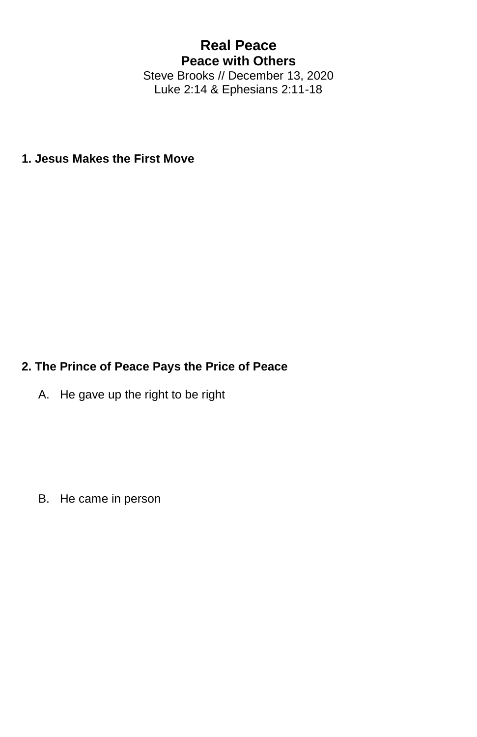# Real Peace

## Peace with Others

Steve Brooks // December 13, 2020

Luke 2:14 & Ephesians 2:11-18

**1. Jesus Makes the First Move**

**2. The Prince of Peace Pays the Price of Peace**

A. He gave up the right to be right

B. He came in person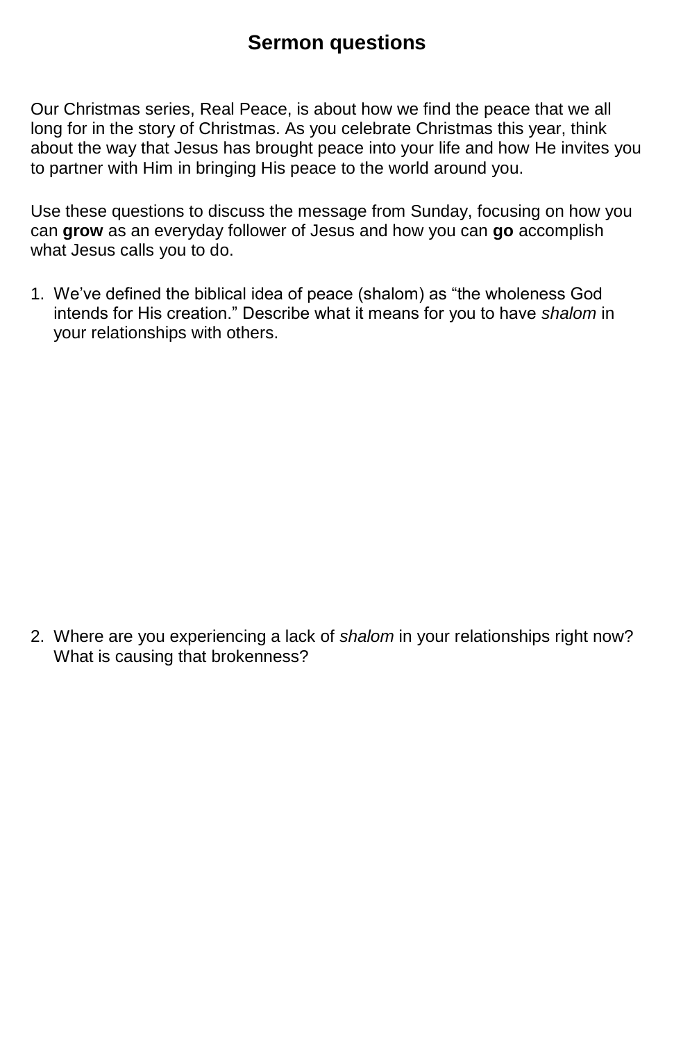## Sermon questions

Our Christmas series, Real Peace, is about how we find the peace that we all long for in the story of Christmas. As you celebrate Christmas this year, think about the way that Jesus has brought peace into your life and how He invites you to partner with Him in bringing His peace to the world around you.

Use these questions to discuss the message from Sunday, focusing on how you can **grow** as an everyday follower of Jesus and how you can **go** accomplish what Jesus calls you to do.

1. We've defined the biblical idea of peace (shalom) as "the wholeness God intends for His creation." Describe what it means for you to have *shalom* in your relationships with others.

2. Where are you experiencing a lack of *shalom* in your relationships right now? What is causing that brokenness?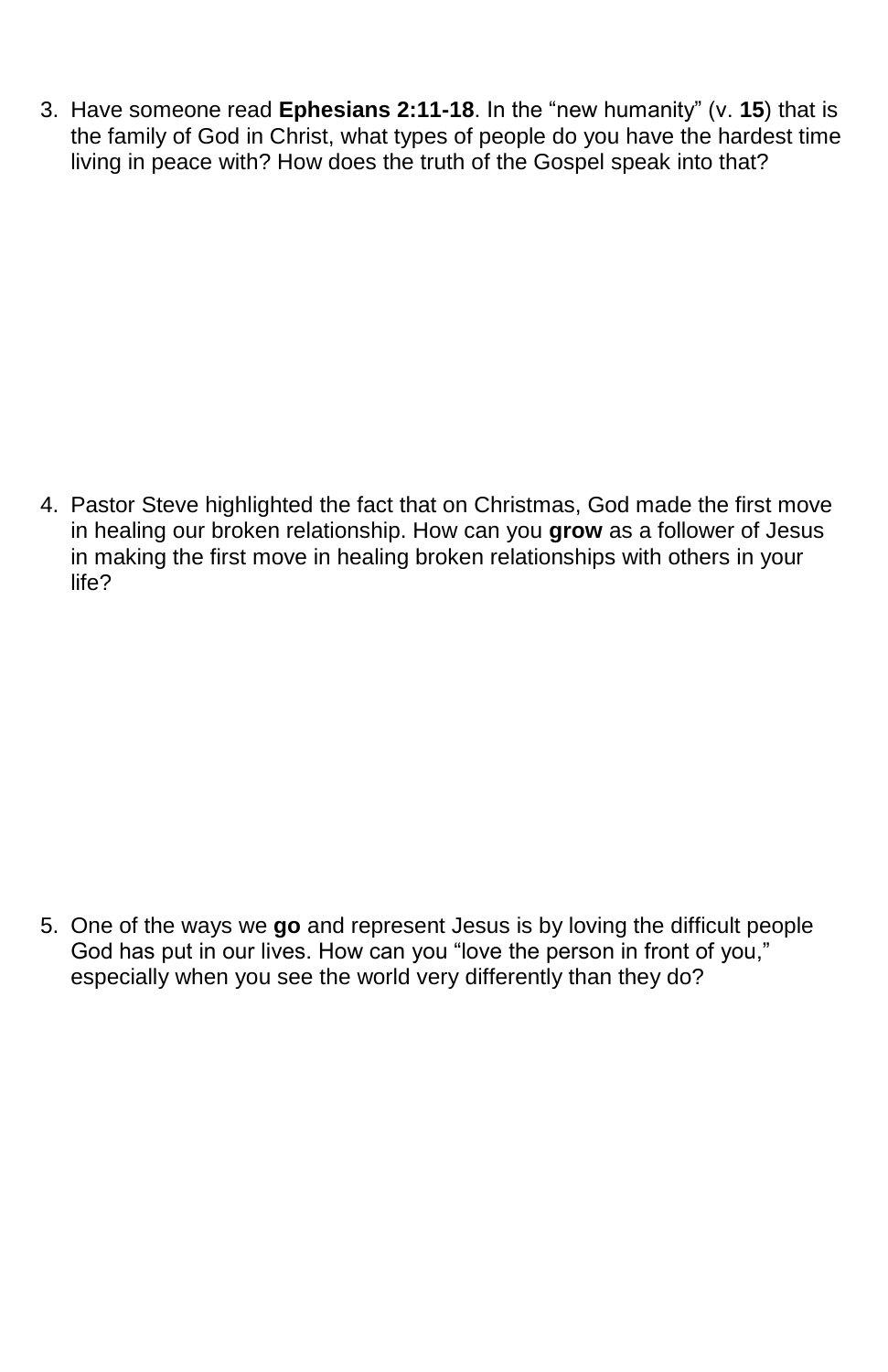3. Have someone read **Ephesians 2:11-18**. In the "new humanity" (v. **15**) that is the family of God in Christ, what types of people do you have the hardest time living in peace with? How does the truth of the Gospel speak into that?

4. Pastor Steve highlighted the fact that on Christmas, God made the first move in healing our broken relationship. How can you **grow** as a follower of Jesus in making the first move in healing broken relationships with others in your life?

5. One of the ways we **go** and represent Jesus is by loving the difficult people God has put in our lives. How can you "love the person in front of you," especially when you see the world very differently than they do?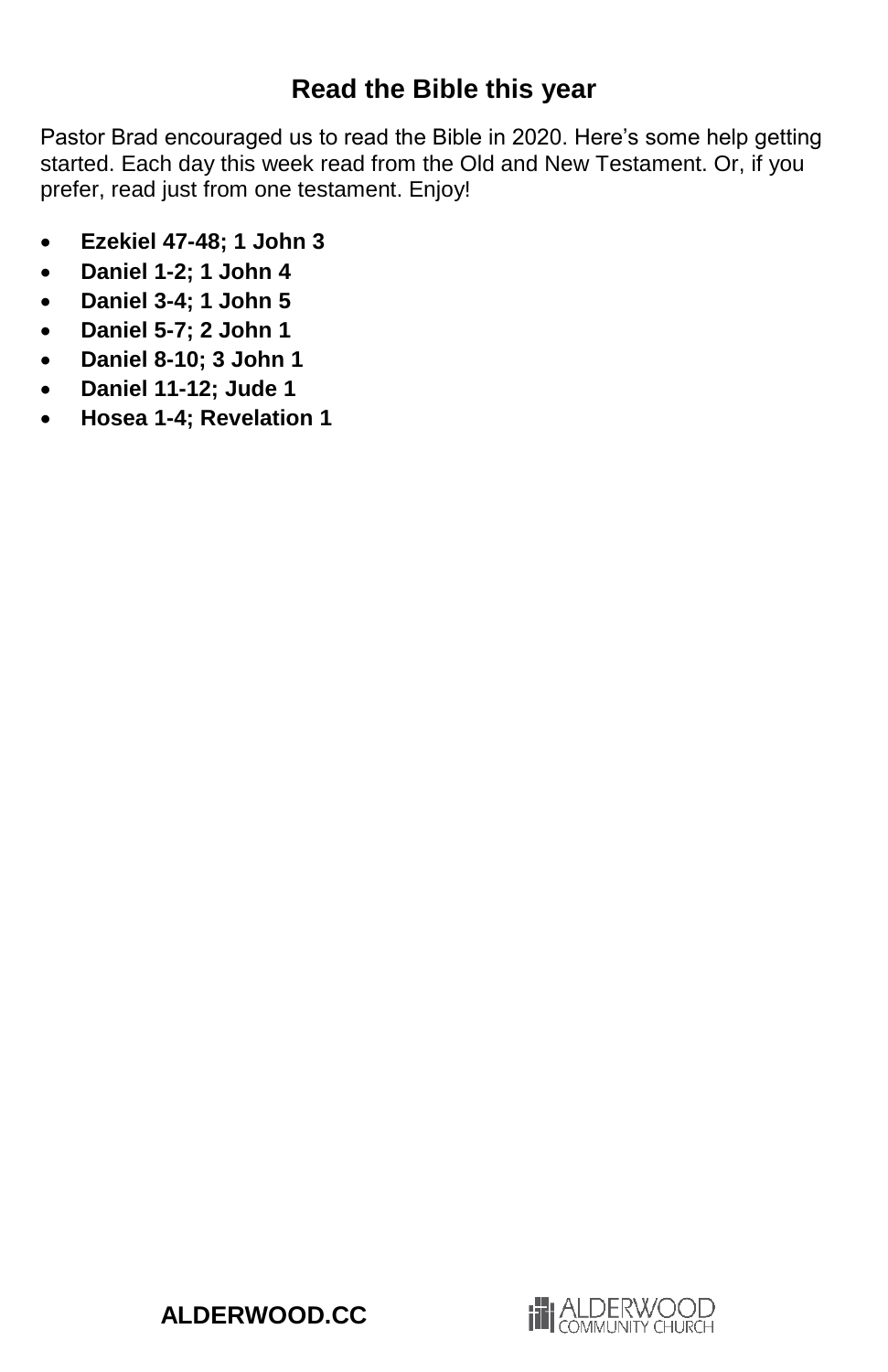## Read the Bible this year

Pastor Brad encouraged us to read the Bible in 2020. Here's some help getting started. Each day this week read from the Old and New Testament. Or, if you prefer, read just from one testament. Enjoy!

- **Ezekiel 47-48; 1 John 3**
- **Daniel 1-2; 1 John 4**
- **Daniel 3-4; 1 John 5**
- **Daniel 5-7; 2 John 1**
- **Daniel 8-10; 3 John 1**
- **Daniel 11-12; Jude 1**
- **Hosea 1-4; Revelation 1**

**ALDERWOOD.CC**

ALDERWOOD COMMUNITY CHURCH